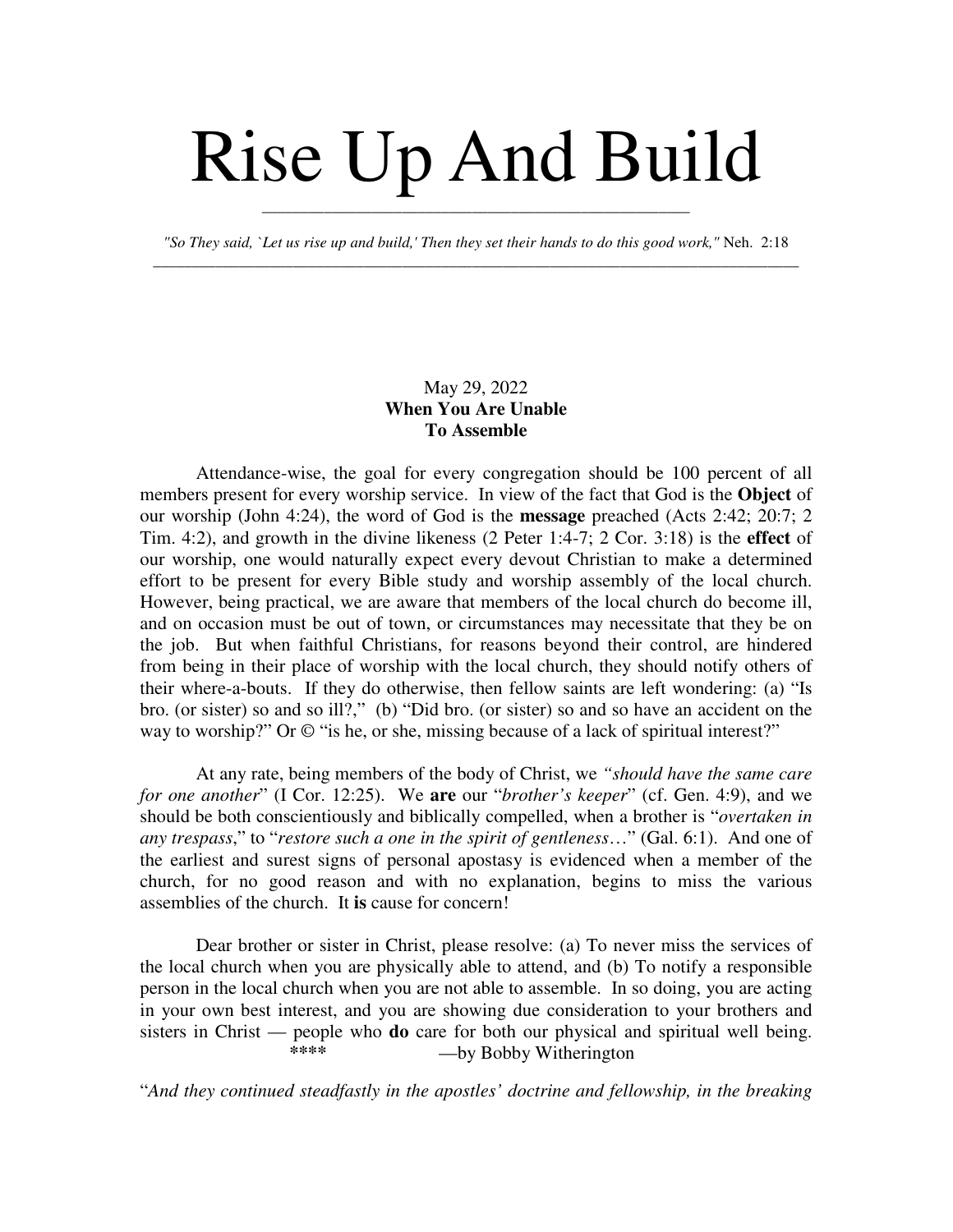# Rise Up And Build

*"So They said, `Let us rise up and build,' Then they set their hands to do this good work,"* Neh. 2:18

May 29, 2022

**When You Are Unable To Assemble**

Attendance-wise, the goal for every congregation should be 100 percent of all members present for every worship service. In view of the fact that God is the **Object** of our worship (John 4:24), the word of God is the **message** preached (Acts 2:42; 20:7; 2 Tim. 4:2), and growth in the divine likeness (2 Peter 1:4-7; 2 Cor. 3:18) is the **effect** of our worship, one would naturally expect every devout Christian to make a determined effort to be present for every Bible study and worship assembly of the local church. However, being practical, we are aware that members of the local church do become ill, and on occasion must be out of town, or circumstances may necessitate that they be on the job. But when faithful Christians, for reasons beyond their control, are hindered from being in their place of worship with the local church, they should notify others of their where-a-bouts. If they do otherwise, then fellow saints are left wondering: (a) "Is bro. (or sister) so and so ill?," (b) "Did bro. (or sister) so and so have an accident on the way to worship?" Or © "is he, or she, missing because of a lack of spiritual interest?"

At any rate, being members of the body of Christ, we *"should have the same care for one another"* (I Cor. 12:25). We **are** our "*brother's keeper*" (cf. Gen. 4:9), and we should be both conscientiously and biblically compelled, when a brother is "*overtaken in any trespass*," to "*restore such a one in the spirit of gentleness*…" (Gal. 6:1). And one of the earliest and surest signs of personal apostasy is evidenced when a member of the church, for no good reason and with no explanation, begins to miss the various assemblies of the church. It **is** cause for concern!

Dear brother or sister in Christ, please resolve: (a) To never miss the services of the local church when you are physically able to attend, and (b) To notify a responsible person in the local church when you are not able to assemble. In so doing, you are acting in your own best interest, and you are showing due consideration to your brothers and sisters in Christ — people who **do** care for both our physical and spiritual well being.

**** —by Bobby Witherington

"*And they continued steadfastly in the apostles' doctrine and fellowship, in the breaking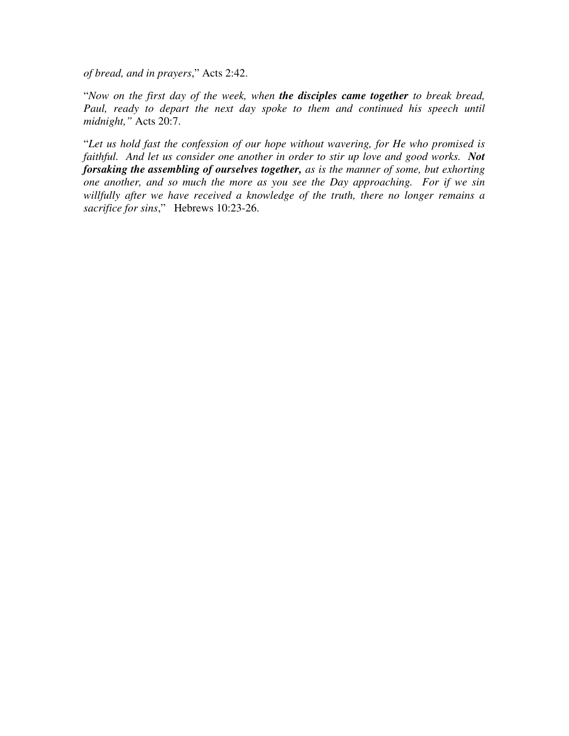*of bread, and in prayers*," Acts 2:42.

"*Now on the first day of the week, when **the disciples came together** to break bread, Paul, ready to depart the next day spoke to them and continued his speech until midnight,"* Acts 20:7.

"*Let us hold fast the confession of our hope without wavering, for He who promised is faithful. And let us consider one another in order to stir up love and good works. **Not forsaking the assembling of ourselves together,** as is the manner of some, but exhorting one another, and so much the more as you see the Day approaching. For if we sin willfully after we have received a knowledge of the truth, there no longer remains a sacrifice for sins*," Hebrews 10:23-26.